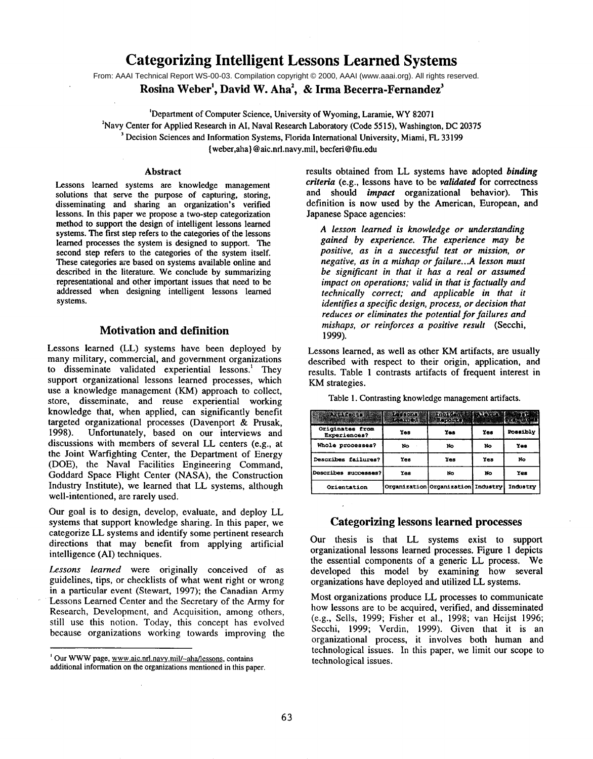# Categorizing Intelligent Lessons Learned Systems

From: AAAI Technical Report WS-00-03. Compilation copyright © 2000, AAAI (www.aaai.org). All rights reserved.

**Rosina Weber[1], David W. Aha[2], & Irma Becerra-Fernandez[3]**

[1]Department of Computer Science, University of Wyoming, Laramie, WY 82071
[2]Navy Center for Applied Research in AI, Naval Research Laboratory (Code 5515), Washington, DC 20375
[3] Decision Sciences and Information Systems, Florida International University, Miami, FL 33199
{weber,aha}@aic.nrl.navy.mil, becferi@fiu.edu

### Abstract

Lessons learned systems are knowledge management solutions that serve the purpose of capturing, storing, disseminating and sharing an organization's verified lessons. In this paper we propose a two-step categorization method to support the design of intelligent lessons learned systems. The first step refers to the categories of the lessons learned processes the system is designed to support. The second step refers to the categories of the system itself. These categories are based on systems available online and described in the literature. We conclude by summarizing representational and other important issues that need to be addressed when designing intelligent lessons learned systems.

## Motivation and definition

Lessons learned (LL) systems have been deployed by many military, commercial, and government organizations to disseminate validated experiential lessons.[1] They support organizational lessons learned processes, which use a knowledge management (KM) approach to collect, store, disseminate, and reuse experiential working knowledge that, when applied, can significantly benefit targeted organizational processes (Davenport & Prusak, 1998). Unfortunately, based on our interviews and discussions with members of several LL centers (e.g., at the Joint Warfighting Center, the Department of Energy (DOE), the Naval Facilities Engineering Command, Goddard Space Flight Center (NASA), the Construction Industry Institute), we learned that LL systems, although well-intentioned, are rarely used.

Our goal is to design, develop, evaluate, and deploy LL systems that support knowledge sharing. In this paper, we categorize LL systems and identify some pertinent research directions that may benefit from applying artificial intelligence (AI) techniques.

*Lessons learned* were originally conceived of as guidelines, tips, or checklists of what went right or wrong in a particular event (Stewart, 1997); the Canadian Army Lessons Learned Center and the Secretary of the Army for Research, Development, and Acquisition, among others, still use this notion. Today, this concept has evolved because organizations working towards improving the results obtained from LL systems have adopted ***binding criteria*** (e.g., lessons have to be ***validated*** for correctness and should ***impact*** organizational behavior). This definition is now used by the American, European, and Japanese Space agencies:

> *A lesson learned is knowledge or understanding gained by experience. The experience may be positive, as in a successful test or mission, or negative, as in a mishap or failure...A lesson must be significant in that it has a real or assumed impact on operations; valid in that is factually and technically correct; and applicable in that it identifies a specific design, process, or decision that reduces or eliminates the potential for failures and mishaps, or reinforces a positive result* (Secchi, 1999).

Lessons learned, as well as other KM artifacts, are usually described with respect to their origin, application, and results. Table 1 contrasts artifacts of frequent interest in KM strategies.

Table 1. Contrasting knowledge management artifacts.

| Artifacts | Lessons Learned | Incident Reports | Alerts | Best Practices |
|---|---|---|---|---|
| Originates from Experiences? | Yes | Yes | Yes | Possibly |
| Whole processes? | No | No | No | Yes |
| Describes failures? | Yes | Yes | Yes | No |
| Describes successes? | Yes | No | No | Yes |
| Orientation | Organization | Organization | Industry | Industry |

## Categorizing lessons learned processes

Our thesis is that LL systems exist to support organizational lessons learned processes. Figure 1 depicts the essential components of a generic LL process. We developed this model by examining how several organizations have deployed and utilized LL systems.

Most organizations produce LL processes to communicate how lessons are to be acquired, verified, and disseminated (e.g., Sells, 1999; Fisher et al., 1998; van Heijst 1996; Secchi, 1999; Verdin, 1999). Given that it is an organizational process, it involves both human and technological issues. In this paper, we limit our scope to technological issues.

---

[1] Our WWW page, www.aic.nrl.navy.mil/~aha/lessons, contains additional information on the organizations mentioned in this paper.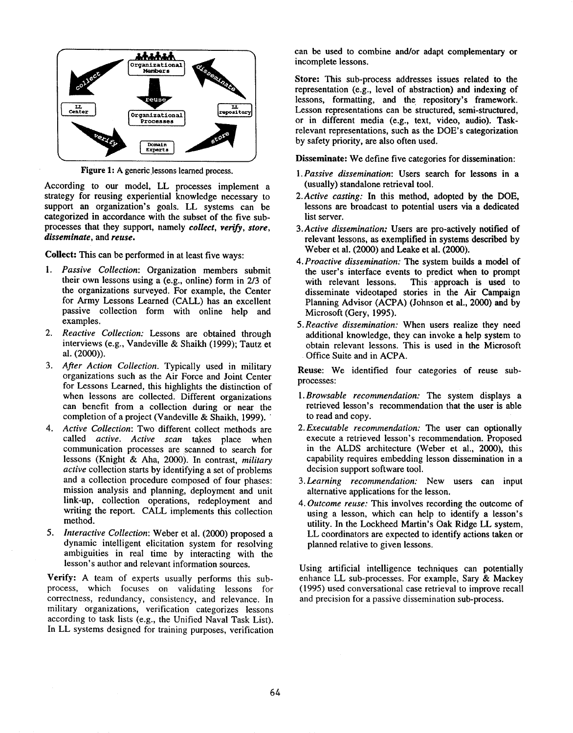Figure 1: A generic lessons learned process.

According to our model, LL processes implement a strategy for reusing experiential knowledge necessary to support an organization's goals. LL systems can be categorized in accordance with the subset of the five sub-processes that they support, namely ***collect***, ***verify***, ***store***, ***disseminate***, and ***reuse***.

**Collect:** This can be performed in at least five ways:

1. *Passive Collection*: Organization members submit their own lessons using a (e.g., online) form in 2/3 of the organizations surveyed. For example, the Center for Army Lessons Learned (CALL) has an excellent passive collection form with online help and examples.
2. *Reactive Collection:* Lessons are obtained through interviews (e.g., Vandeville & Shaikh (1999); Tautz et al. (2000)).
3. *After Action Collection.* Typically used in military organizations such as the Air Force and Joint Center for Lessons Learned, this highlights the distinction of when lessons are collected. Different organizations can benefit from a collection during or near the completion of a project (Vandeville & Shaikh, 1999).
4. *Active Collection*: Two different collect methods are called *active*. *Active scan* takes place when communication processes are scanned to search for lessons (Knight & Aha, 2000). In contrast, *military active* collection starts by identifying a set of problems and a collection procedure composed of four phases: mission analysis and planning, deployment and unit link-up, collection operations, redeployment and writing the report. CALL implements this collection method.
5. *Interactive Collection*: Weber et al. (2000) proposed a dynamic intelligent elicitation system for resolving ambiguities in real time by interacting with the lesson's author and relevant information sources.

**Verify:** A team of experts usually performs this sub-process, which focuses on validating lessons for correctness, redundancy, consistency, and relevance. In military organizations, verification categorizes lessons according to task lists (e.g., the Unified Naval Task List). In LL systems designed for training purposes, verification can be used to combine and/or adapt complementary or incomplete lessons.

**Store:** This sub-process addresses issues related to the representation (e.g., level of abstraction) and indexing of lessons, formatting, and the repository's framework. Lesson representations can be structured, semi-structured, or in different media (e.g., text, video, audio). Task-relevant representations, such as the DOE's categorization by safety priority, are also often used.

**Disseminate:** We define five categories for dissemination:

1. *Passive dissemination*: Users search for lessons in a (usually) standalone retrieval tool.
2. *Active casting:* In this method, adopted by the DOE, lessons are broadcast to potential users via a dedicated list server.
3. *Active dissemination:* Users are pro-actively notified of relevant lessons, as exemplified in systems described by Weber et al. (2000) and Leake et al. (2000).
4. *Proactive dissemination:* The system builds a model of the user's interface events to predict when to prompt with relevant lessons. This approach is used to disseminate videotaped stories in the Air Campaign Planning Advisor (ACPA) (Johnson et al., 2000) and by Microsoft (Gery, 1995).
5. *Reactive dissemination:* When users realize they need additional knowledge, they can invoke a help system to obtain relevant lessons. This is used in the Microsoft Office Suite and in ACPA.

**Reuse:** We identified four categories of reuse sub-processes:

1. *Browsable recommendation:* The system displays a retrieved lesson's recommendation that the user is able to read and copy.
2. *Executable recommendation:* The user can optionally execute a retrieved lesson's recommendation. Proposed in the ALDS architecture (Weber et al., 2000), this capability requires embedding lesson dissemination in a decision support software tool.
3. *Learning recommendation:* New users can input alternative applications for the lesson.
4. *Outcome reuse:* This involves recording the outcome of using a lesson, which can help to identify a lesson's utility. In the Lockheed Martin's Oak Ridge LL system, LL coordinators are expected to identify actions taken or planned relative to given lessons.

Using artificial intelligence techniques can potentially enhance LL sub-processes. For example, Sary & Mackey (1995) used conversational case retrieval to improve recall and precision for a passive dissemination sub-process.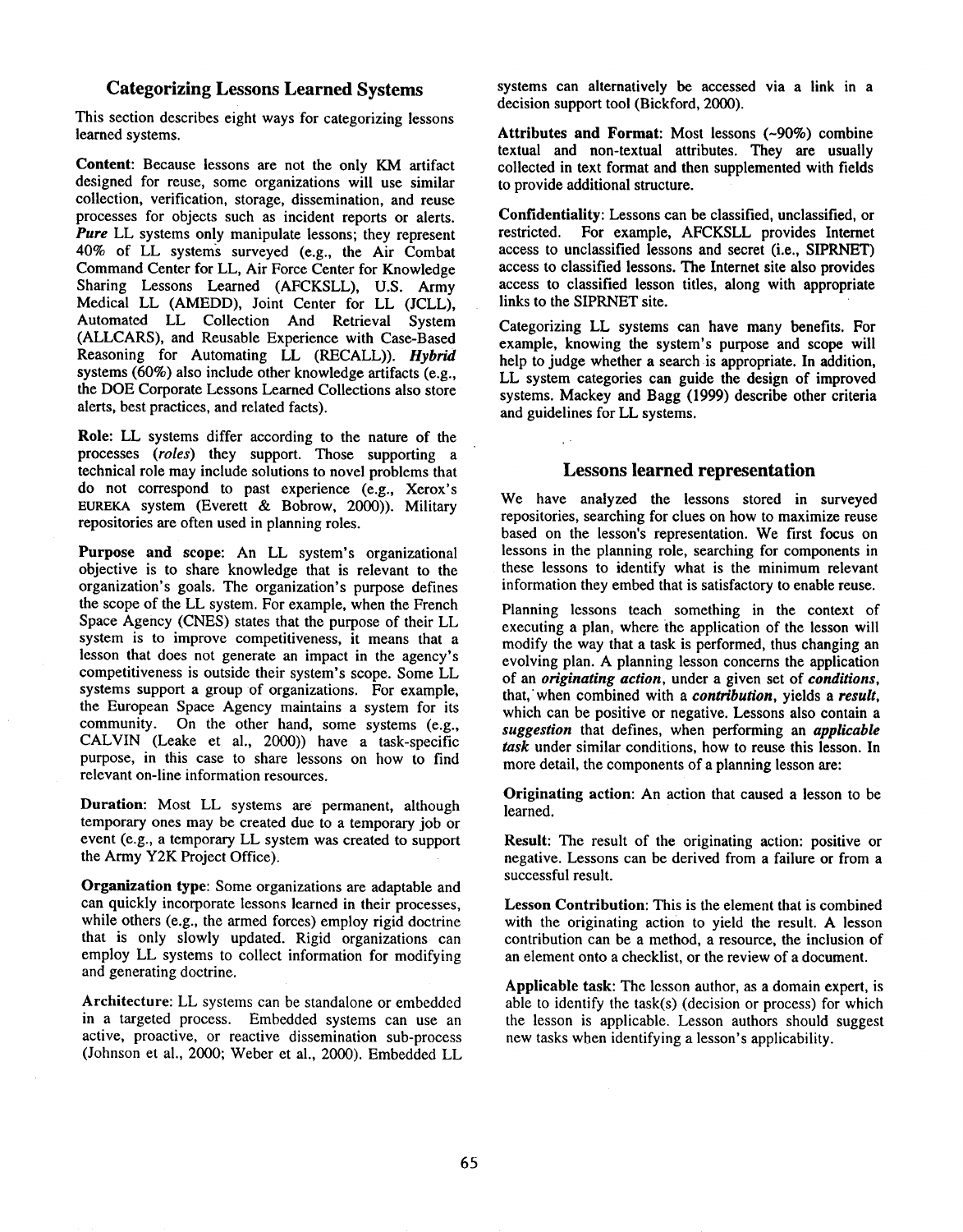## Categorizing Lessons Learned Systems

This section describes eight ways for categorizing lessons learned systems.

**Content**: Because lessons are not the only KM artifact designed for reuse, some organizations will use similar collection, verification, storage, dissemination, and reuse processes for objects such as incident reports or alerts. ***Pure*** LL systems only manipulate lessons; they represent 40% of LL systems surveyed (e.g., the Air Combat Command Center for LL, Air Force Center for Knowledge Sharing Lessons Learned (AFCKSLL), U.S. Army Medical LL (AMEDD), Joint Center for LL (JCLL), Automated LL Collection And Retrieval System (ALLCARS), and Reusable Experience with Case-Based Reasoning for Automating LL (RECALL)). ***Hybrid*** systems (60%) also include other knowledge artifacts (e.g., the DOE Corporate Lessons Learned Collections also store alerts, best practices, and related facts).

**Role**: LL systems differ according to the nature of the processes (*roles*) they support. Those supporting a technical role may include solutions to novel problems that do not correspond to past experience (e.g., Xerox's EUREKA system (Everett & Bobrow, 2000)). Military repositories are often used in planning roles.

**Purpose and scope**: An LL system's organizational objective is to share knowledge that is relevant to the organization's goals. The organization's purpose defines the scope of the LL system. For example, when the French Space Agency (CNES) states that the purpose of their LL system is to improve competitiveness, it means that a lesson that does not generate an impact in the agency's competitiveness is outside their system's scope. Some LL systems support a group of organizations. For example, the European Space Agency maintains a system for its community. On the other hand, some systems (e.g., CALVIN (Leake et al., 2000)) have a task-specific purpose, in this case to share lessons on how to find relevant on-line information resources.

**Duration**: Most LL systems are permanent, although temporary ones may be created due to a temporary job or event (e.g., a temporary LL system was created to support the Army Y2K Project Office).

**Organization type**: Some organizations are adaptable and can quickly incorporate lessons learned in their processes, while others (e.g., the armed forces) employ rigid doctrine that is only slowly updated. Rigid organizations can employ LL systems to collect information for modifying and generating doctrine.

**Architecture**: LL systems can be standalone or embedded in a targeted process. Embedded systems can use an active, proactive, or reactive dissemination sub-process (Johnson et al., 2000; Weber et al., 2000). Embedded LL systems can alternatively be accessed via a link in a decision support tool (Bickford, 2000).

**Attributes and Format**: Most lessons (~90%) combine textual and non-textual attributes. They are usually collected in text format and then supplemented with fields to provide additional structure.

**Confidentiality**: Lessons can be classified, unclassified, or restricted. For example, AFCKSLL provides Internet access to unclassified lessons and secret (i.e., SIPRNET) access to classified lessons. The Internet site also provides access to classified lesson titles, along with appropriate links to the SIPRNET site.

Categorizing LL systems can have many benefits. For example, knowing the system's purpose and scope will help to judge whether a search is appropriate. In addition, LL system categories can guide the design of improved systems. Mackey and Bagg (1999) describe other criteria and guidelines for LL systems.

## Lessons learned representation

We have analyzed the lessons stored in surveyed repositories, searching for clues on how to maximize reuse based on the lesson's representation. We first focus on lessons in the planning role, searching for components in these lessons to identify what is the minimum relevant information they embed that is satisfactory to enable reuse.

Planning lessons teach something in the context of executing a plan, where the application of the lesson will modify the way that a task is performed, thus changing an evolving plan. A planning lesson concerns the application of an ***originating action***, under a given set of ***conditions***, that, when combined with a ***contribution***, yields a ***result***, which can be positive or negative. Lessons also contain a ***suggestion*** that defines, when performing an ***applicable task*** under similar conditions, how to reuse this lesson. In more detail, the components of a planning lesson are:

**Originating action**: An action that caused a lesson to be learned.

**Result**: The result of the originating action: positive or negative. Lessons can be derived from a failure or from a successful result.

**Lesson Contribution**: This is the element that is combined with the originating action to yield the result. A lesson contribution can be a method, a resource, the inclusion of an element onto a checklist, or the review of a document.

**Applicable task**: The lesson author, as a domain expert, is able to identify the task(s) (decision or process) for which the lesson is applicable. Lesson authors should suggest new tasks when identifying a lesson's applicability.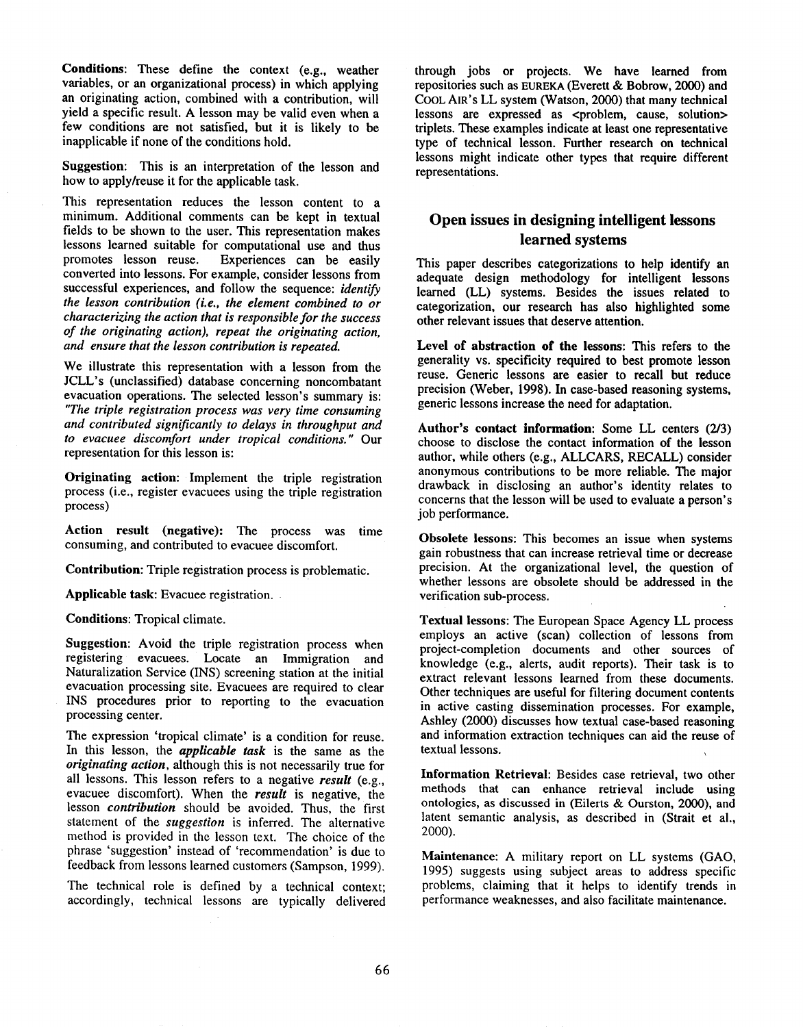**Conditions**: These define the context (e.g., weather variables, or an organizational process) in which applying an originating action, combined with a contribution, will yield a specific result. A lesson may be valid even when a few conditions are not satisfied, but it is likely to be inapplicable if none of the conditions hold.

**Suggestion**: This is an interpretation of the lesson and how to apply/reuse it for the applicable task.

This representation reduces the lesson content to a minimum. Additional comments can be kept in textual fields to be shown to the user. This representation makes lessons learned suitable for computational use and thus promotes lesson reuse. Experiences can be easily converted into lessons. For example, consider lessons from successful experiences, and follow the sequence: *identify the lesson contribution (i.e., the element combined to or characterizing the action that is responsible for the success of the originating action), repeat the originating action, and ensure that the lesson contribution is repeated.*

We illustrate this representation with a lesson from the JCLL's (unclassified) database concerning noncombatant evacuation operations. The selected lesson's summary is: *"The triple registration process was very time consuming and contributed significantly to delays in throughput and to evacuee discomfort under tropical conditions."* Our representation for this lesson is:

**Originating action**: Implement the triple registration process (i.e., register evacuees using the triple registration process)

**Action result (negative):** The process was time consuming, and contributed to evacuee discomfort.

**Contribution**: Triple registration process is problematic.

**Applicable task**: Evacuee registration.

**Conditions**: Tropical climate.

**Suggestion**: Avoid the triple registration process when registering evacuees. Locate an Immigration and Naturalization Service (INS) screening station at the initial evacuation processing site. Evacuees are required to clear INS procedures prior to reporting to the evacuation processing center.

The expression 'tropical climate' is a condition for reuse. In this lesson, the ***applicable task*** is the same as the ***originating action***, although this is not necessarily true for all lessons. This lesson refers to a negative ***result*** (e.g., evacuee discomfort). When the ***result*** is negative, the lesson ***contribution*** should be avoided. Thus, the first statement of the ***suggestion*** is inferred. The alternative method is provided in the lesson text. The choice of the phrase 'suggestion' instead of 'recommendation' is due to feedback from lessons learned customers (Sampson, 1999).

The technical role is defined by a technical context; accordingly, technical lessons are typically delivered through jobs or projects. We have learned from repositories such as EUREKA (Everett & Bobrow, 2000) and COOL AIR's LL system (Watson, 2000) that many technical lessons are expressed as <problem, cause, solution> triplets. These examples indicate at least one representative type of technical lesson. Further research on technical lessons might indicate other types that require different representations.

## Open issues in designing intelligent lessons learned systems

This paper describes categorizations to help identify an adequate design methodology for intelligent lessons learned (LL) systems. Besides the issues related to categorization, our research has also highlighted some other relevant issues that deserve attention.

**Level of abstraction of the lessons**: This refers to the generality vs. specificity required to best promote lesson reuse. Generic lessons are easier to recall but reduce precision (Weber, 1998). In case-based reasoning systems, generic lessons increase the need for adaptation.

**Author's contact information**: Some LL centers (2/3) choose to disclose the contact information of the lesson author, while others (e.g., ALLCARS, RECALL) consider anonymous contributions to be more reliable. The major drawback in disclosing an author's identity relates to concerns that the lesson will be used to evaluate a person's job performance.

**Obsolete lessons**: This becomes an issue when systems gain robustness that can increase retrieval time or decrease precision. At the organizational level, the question of whether lessons are obsolete should be addressed in the verification sub-process.

**Textual lessons**: The European Space Agency LL process employs an active (scan) collection of lessons from project-completion documents and other sources of knowledge (e.g., alerts, audit reports). Their task is to extract relevant lessons learned from these documents. Other techniques are useful for filtering document contents in active casting dissemination processes. For example, Ashley (2000) discusses how textual case-based reasoning and information extraction techniques can aid the reuse of textual lessons.

**Information Retrieval**: Besides case retrieval, two other methods that can enhance retrieval include using ontologies, as discussed in (Eilerts & Ourston, 2000), and latent semantic analysis, as described in (Strait et al., 2000).

**Maintenance**: A military report on LL systems (GAO, 1995) suggests using subject areas to address specific problems, claiming that it helps to identify trends in performance weaknesses, and also facilitate maintenance.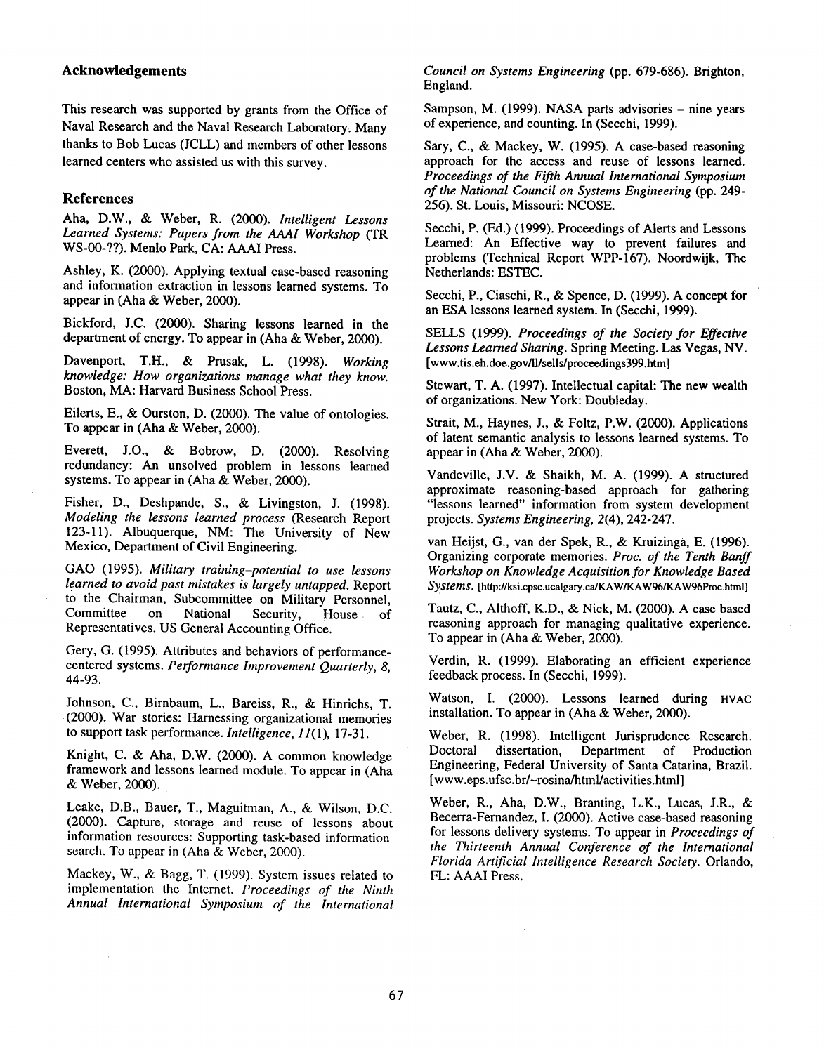## Acknowledgements

This research was supported by grants from the Office of Naval Research and the Naval Research Laboratory. Many thanks to Bob Lucas (JCLL) and members of other lessons learned centers who assisted us with this survey.

## References

Aha, D.W., & Weber, R. (2000). *Intelligent Lessons Learned Systems: Papers from the AAAI Workshop* (TR WS-00-??). Menlo Park, CA: AAAI Press.

Ashley, K. (2000). Applying textual case-based reasoning and information extraction in lessons learned systems. To appear in (Aha & Weber, 2000).

Bickford, J.C. (2000). Sharing lessons learned in the department of energy. To appear in (Aha & Weber, 2000).

Davenport, T.H., & Prusak, L. (1998). *Working knowledge: How organizations manage what they know.* Boston, MA: Harvard Business School Press.

Eilerts, E., & Ourston, D. (2000). The value of ontologies. To appear in (Aha & Weber, 2000).

Everett, J.O., & Bobrow, D. (2000). Resolving redundancy: An unsolved problem in lessons learned systems. To appear in (Aha & Weber, 2000).

Fisher, D., Deshpande, S., & Livingston, J. (1998). *Modeling the lessons learned process* (Research Report 123-11). Albuquerque, NM: The University of New Mexico, Department of Civil Engineering.

GAO (1995). *Military training–potential to use lessons learned to avoid past mistakes is largely untapped.* Report to the Chairman, Subcommittee on Military Personnel, Committee on National Security, House of Representatives. US General Accounting Office.

Gery, G. (1995). Attributes and behaviors of performance-centered systems. *Performance Improvement Quarterly, 8,* 44-93.

Johnson, C., Birnbaum, L., Bareiss, R., & Hinrichs, T. (2000). War stories: Harnessing organizational memories to support task performance. *Intelligence, 11*(1), 17-31.

Knight, C. & Aha, D.W. (2000). A common knowledge framework and lessons learned module. To appear in (Aha & Weber, 2000).

Leake, D.B., Bauer, T., Maguitman, A., & Wilson, D.C. (2000). Capture, storage and reuse of lessons about information resources: Supporting task-based information search. To appear in (Aha & Weber, 2000).

Mackey, W., & Bagg, T. (1999). System issues related to implementation the Internet. *Proceedings of the Ninth Annual International Symposium of the International Council on Systems Engineering* (pp. 679-686). Brighton, England.

Sampson, M. (1999). NASA parts advisories – nine years of experience, and counting. In (Secchi, 1999).

Sary, C., & Mackey, W. (1995). A case-based reasoning approach for the access and reuse of lessons learned. *Proceedings of the Fifth Annual International Symposium of the National Council on Systems Engineering* (pp. 249-256). St. Louis, Missouri: NCOSE.

Secchi, P. (Ed.) (1999). Proceedings of Alerts and Lessons Learned: An Effective way to prevent failures and problems (Technical Report WPP-167). Noordwijk, The Netherlands: ESTEC.

Secchi, P., Ciaschi, R., & Spence, D. (1999). A concept for an ESA lessons learned system. In (Secchi, 1999).

SELLS (1999). *Proceedings of the Society for Effective Lessons Learned Sharing.* Spring Meeting. Las Vegas, NV. [www.tis.eh.doe.gov/ll/sells/proceedings399.htm]

Stewart, T. A. (1997). Intellectual capital: The new wealth of organizations. New York: Doubleday.

Strait, M., Haynes, J., & Foltz, P.W. (2000). Applications of latent semantic analysis to lessons learned systems. To appear in (Aha & Weber, 2000).

Vandeville, J.V. & Shaikh, M. A. (1999). A structured approximate reasoning-based approach for gathering "lessons learned" information from system development projects. *Systems Engineering, 2*(4), 242-247.

van Heijst, G., van der Spek, R., & Kruizinga, E. (1996). Organizing corporate memories. *Proc. of the Tenth Banff Workshop on Knowledge Acquisition for Knowledge Based Systems.* [http://ksi.cpsc.ucalgary.ca/KAW/KAW96/KAW96Proc.html]

Tautz, C., Althoff, K.D., & Nick, M. (2000). A case based reasoning approach for managing qualitative experience. To appear in (Aha & Weber, 2000).

Verdin, R. (1999). Elaborating an efficient experience feedback process. In (Secchi, 1999).

Watson, I. (2000). Lessons learned during HVAC installation. To appear in (Aha & Weber, 2000).

Weber, R. (1998). Intelligent Jurisprudence Research. Doctoral dissertation, Department of Production Engineering, Federal University of Santa Catarina, Brazil. [www.eps.ufsc.br/~rosina/html/activities.html]

Weber, R., Aha, D.W., Branting, L.K., Lucas, J.R., & Becerra-Fernandez, I. (2000). Active case-based reasoning for lessons delivery systems. To appear in *Proceedings of the Thirteenth Annual Conference of the International Florida Artificial Intelligence Research Society.* Orlando, FL: AAAI Press.